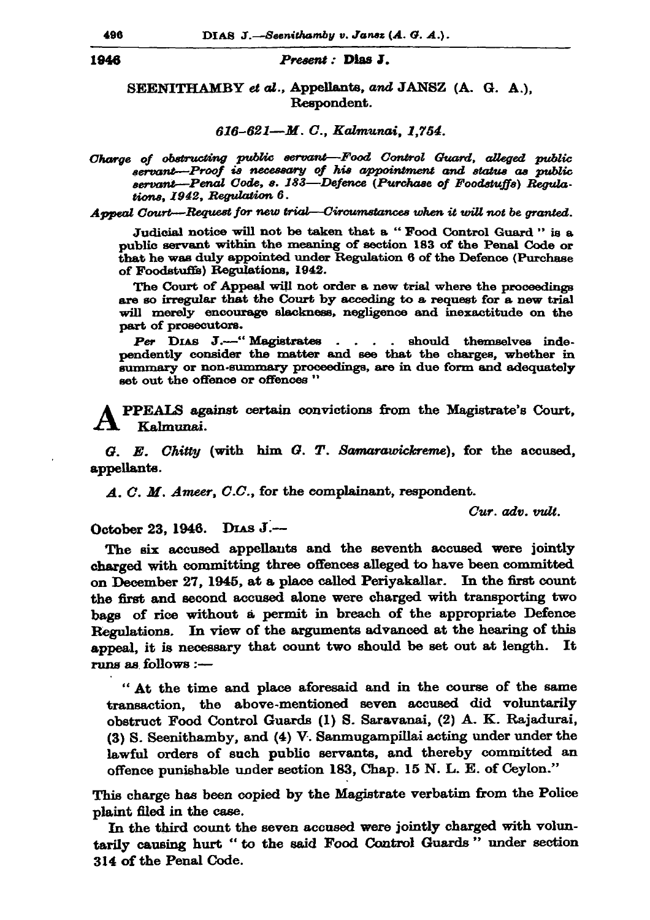1946

*Present*: **Dias J.**

SEENITHAMBY *et al.*, Appellants, *and* JANSZ (A. G. A.), Respondent.

*616–621—M. C., Kalmunai, 1,754.*

*Charge of obstructing public servant—Food Control Guard, alleged public servant—Proof is necessary of his appointment and status as public servant—Penal Code, s. 183—Defence (Purchase of Foodstuffs) Regulations, 1942, Regulation 6.*

*Appeal Court—Request for new trial—Circumstances when it will not be granted.*

Judicial notice will not be taken that a "Food Control Guard" is a public servant within the meaning of section 183 of the Penal Code or that he was duly appointed under Regulation 6 of the Defence (Purchase of Foodstuffs) Regulations, 1942.

The Court of Appeal will not order a new trial where the proceedings are so irregular that the Court by acceding to a request for a new trial will merely encourage slackness, negligence and inexactitude on the part of prosecutors.

*Per* Dias J.—"Magistrates . . . . should themselves independently consider the matter and see that the charges, whether in summary or non-summary proceedings, are in due form and adequately set out the offence or offences"

APPEALS against certain convictions from the Magistrate's Court, Kalmunai.

*G. E. Chitty* (with him *G. T. Samarawickreme*), for the accused, appellants.

*A. C. M. Ameer, C.C.*, for the complainant, respondent.

*Cur. adv. vult.*

October 23, 1946. Dias J.—

The six accused appellants and the seventh accused were jointly charged with committing three offences alleged to have been committed on December 27, 1945, at a place called Periyakallar. In the first count the first and second accused alone were charged with transporting two bags of rice without a permit in breach of the appropriate Defence Regulations. In view of the arguments advanced at the hearing of this appeal, it is necessary that count two should be set out at length. It runs as follows :—

"At the time and place aforesaid and in the course of the same transaction, the above-mentioned seven accused did voluntarily obstruct Food Control Guards (1) S. Saravanai, (2) A. K. Rajadurai, (3) S. Seenithamby, and (4) V. Sanmugampillai acting under under the lawful orders of such public servants, and thereby committed an offence punishable under section 183, Chap. 15 N. L. E. of Ceylon."

This charge has been copied by the Magistrate verbatim from the Police plaint filed in the case.

In the third count the seven accused were jointly charged with voluntarily causing hurt "to the said Food Control Guards" under section 314 of the Penal Code.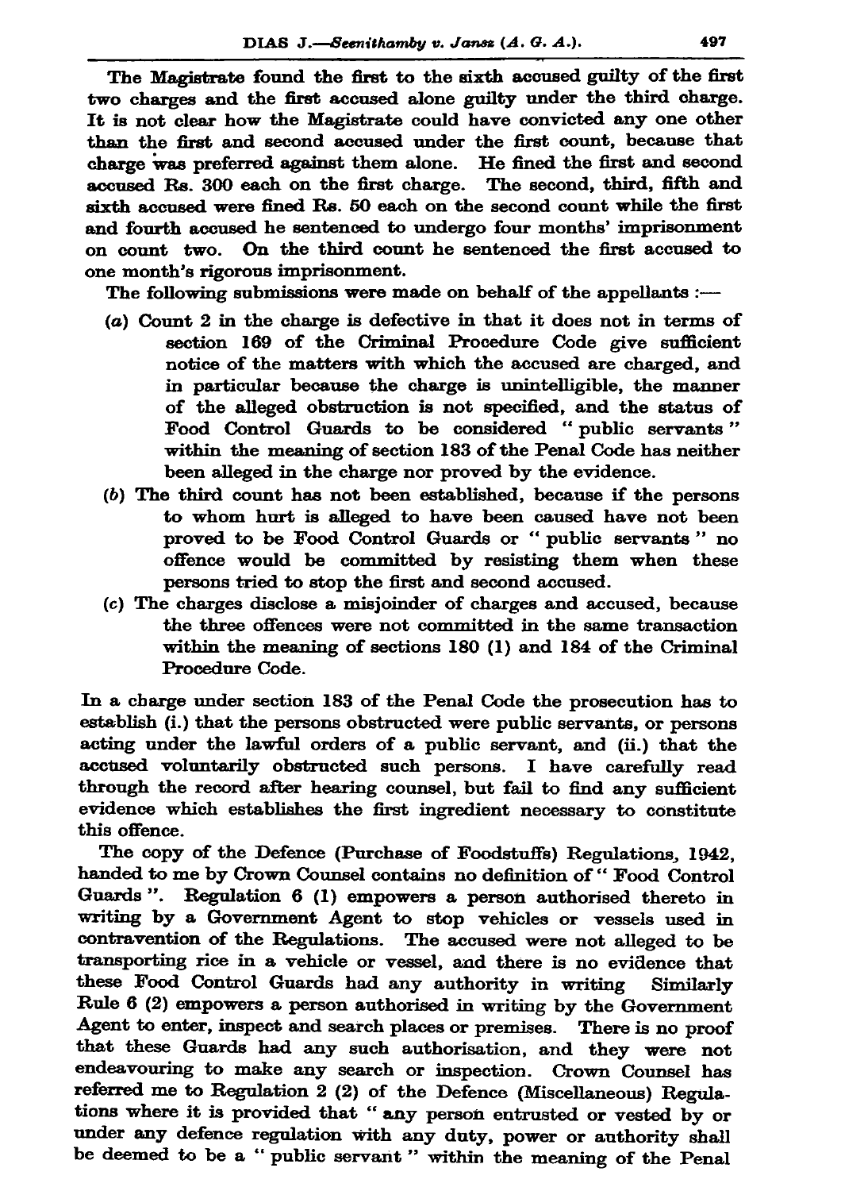The Magistrate found the first to the sixth accused guilty of the first two charges and the first accused alone guilty under the third charge. It is not clear how the Magistrate could have convicted any one other than the first and second accused under the first count, because that charge was preferred against them alone. He fined the first and second accused Rs. 300 each on the first charge. The second, third, fifth and sixth accused were fined Rs. 50 each on the second count while the first and fourth accused he sentenced to undergo four months' imprisonment on count two. On the third count he sentenced the first accused to one month's rigorous imprisonment.

The following submissions were made on behalf of the appellants :—

(*a*) Count 2 in the charge is defective in that it does not in terms of section 169 of the Criminal Procedure Code give sufficient notice of the matters with which the accused are charged, and in particular because the charge is unintelligible, the manner of the alleged obstruction is not specified, and the status of Food Control Guards to be considered " public servants " within the meaning of section 183 of the Penal Code has neither been alleged in the charge nor proved by the evidence.

(*b*) The third count has not been established, because if the persons to whom hurt is alleged to have been caused have not been proved to be Food Control Guards or " public servants " no offence would be committed by resisting them when these persons tried to stop the first and second accused.

(*c*) The charges disclose a misjoinder of charges and accused, because the three offences were not committed in the same transaction within the meaning of sections 180 (1) and 184 of the Criminal Procedure Code.

In a charge under section 183 of the Penal Code the prosecution has to establish (i.) that the persons obstructed were public servants, or persons acting under the lawful orders of a public servant, and (ii.) that the accused voluntarily obstructed such persons. I have carefully read through the record after hearing counsel, but fail to find any sufficient evidence which establishes the first ingredient necessary to constitute this offence.

The copy of the Defence (Purchase of Foodstuffs) Regulations, 1942, handed to me by Crown Counsel contains no definition of " Food Control Guards ". Regulation 6 (1) empowers a person authorised thereto in writing by a Government Agent to stop vehicles or vessels used in contravention of the Regulations. The accused were not alleged to be transporting rice in a vehicle or vessel, and there is no evidence that these Food Control Guards had any authority in writing Similarly Rule 6 (2) empowers a person authorised in writing by the Government Agent to enter, inspect and search places or premises. There is no proof that these Guards had any such authorisation, and they were not endeavouring to make any search or inspection. Crown Counsel has referred me to Regulation 2 (2) of the Defence (Miscellaneous) Regulations where it is provided that " any person entrusted or vested by or under any defence regulation with any duty, power or authority shall be deemed to be a " public servant " within the meaning of the Penal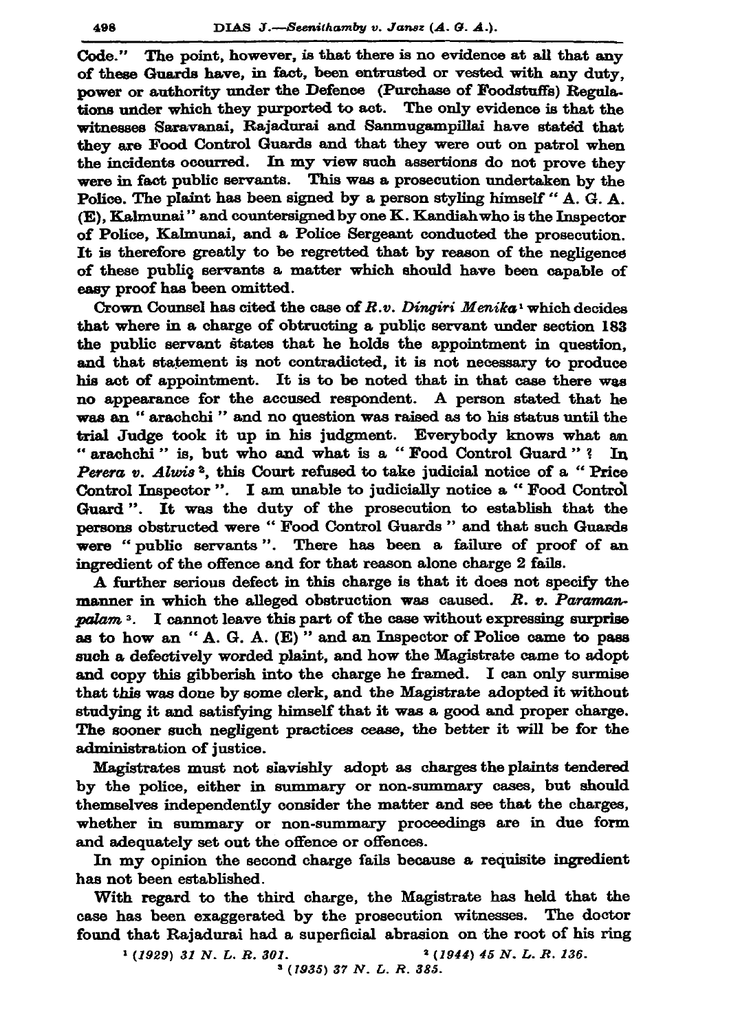Code." The point, however, is that there is no evidence at all that any of these Guards have, in fact, been entrusted or vested with any duty, power or authority under the Defence (Purchase of Foodstuffs) Regulations under which they purported to act. The only evidence is that the witnesses Saravanai, Rajadurai and Sanmugampillai have stated that they are Food Control Guards and that they were out on patrol when the incidents occurred. In my view such assertions do not prove they were in fact public servants. This was a prosecution undertaken by the Police. The plaint has been signed by a person styling himself " A. G. A. (E), Kalmunai " and countersigned by one K. Kandiah who is the Inspector of Police, Kalmunai, and a Police Sergeant conducted the prosecution. It is therefore greatly to be regretted that by reason of the negligence of these public servants a matter which should have been capable of easy proof has been omitted.

Crown Counsel has cited the case of *R. v. Dingiri Menika* [1] which decides that where in a charge of obtructing a public servant under section 183 the public servant states that he holds the appointment in question, and that statement is not contradicted, it is not necessary to produce his act of appointment. It is to be noted that in that case there was no appearance for the accused respondent. A person stated that he was an " arachchi " and no question was raised as to his status until the trial Judge took it up in his judgment. Everybody knows what an " arachchi " is, but who and what is a " Food Control Guard " ? In *Perera v. Alwis* [2], this Court refused to take judicial notice of a " Price Control Inspector ". I am unable to judicially notice a " Food Control Guard ". It was the duty of the prosecution to establish that the persons obstructed were " Food Control Guards " and that such Guards were " public servants ". There has been a failure of proof of an ingredient of the offence and for that reason alone charge 2 fails.

A further serious defect in this charge is that it does not specify the manner in which the alleged obstruction was caused. *R. v. Paramanpalam* [3]. I cannot leave this part of the case without expressing surprise as to how an " A. G. A. (E) " and an Inspector of Police came to pass such a defectively worded plaint, and how the Magistrate came to adopt and copy this gibberish into the charge he framed. I can only surmise that this was done by some clerk, and the Magistrate adopted it without studying it and satisfying himself that it was a good and proper charge. The sooner such negligent practices cease, the better it will be for the administration of justice.

Magistrates must not slavishly adopt as charges the plaints tendered by the police, either in summary or non-summary cases, but should themselves independently consider the matter and see that the charges, whether in summary or non-summary proceedings are in due form and adequately set out the offence or offences.

In my opinion the second charge fails because a requisite ingredient has not been established.

With regard to the third charge, the Magistrate has held that the case has been exaggerated by the prosecution witnesses. The doctor found that Rajadurai had a superficial abrasion on the root of his ring

[1] *(1929) 31 N. L. R. 301.*

[2] *(1944) 45 N. L. R. 136.*

[3] *(1935) 37 N. L. R. 385.*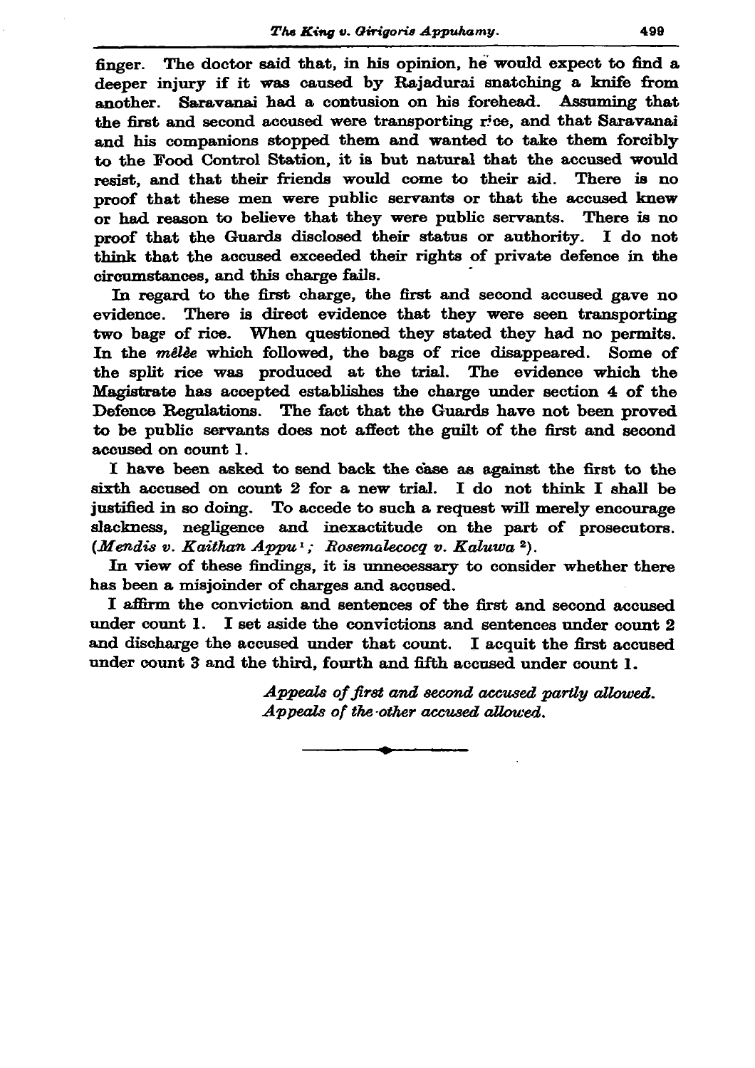finger. The doctor said that, in his opinion, he would expect to find a deeper injury if it was caused by Rajadurai snatching a knife from another. Saravanai had a contusion on his forehead. Assuming that the first and second accused were transporting rice, and that Saravanai and his companions stopped them and wanted to take them forcibly to the Food Control Station, it is but natural that the accused would resist, and that their friends would come to their aid. There is no proof that these men were public servants or that the accused knew or had reason to believe that they were public servants. There is no proof that the Guards disclosed their status or authority. I do not think that the accused exceeded their rights of private defence in the circumstances, and this charge fails.

In regard to the first charge, the first and second accused gave no evidence. There is direct evidence that they were seen transporting two bags of rice. When questioned they stated they had no permits. In the *mêlée* which followed, the bags of rice disappeared. Some of the split rice was produced at the trial. The evidence which the Magistrate has accepted establishes the charge under section 4 of the Defence Regulations. The fact that the Guards have not been proved to be public servants does not affect the guilt of the first and second accused on count 1.

I have been asked to send back the case as against the first to the sixth accused on count 2 for a new trial. I do not think I shall be justified in so doing. To accede to such a request will merely encourage slackness, negligence and inexactitude on the part of prosecutors. (*Mendis v. Kaithan Appu* [1]; *Rosemalecocq v. Kaluwa* [2]).

In view of these findings, it is unnecessary to consider whether there has been a misjoinder of charges and accused.

I affirm the conviction and sentences of the first and second accused under count 1. I set aside the convictions and sentences under count 2 and discharge the accused under that count. I acquit the first accused under count 3 and the third, fourth and fifth accused under count 1.

*Appeals of first and second accused partly allowed.*
*Appeals of the other accused allowed.*